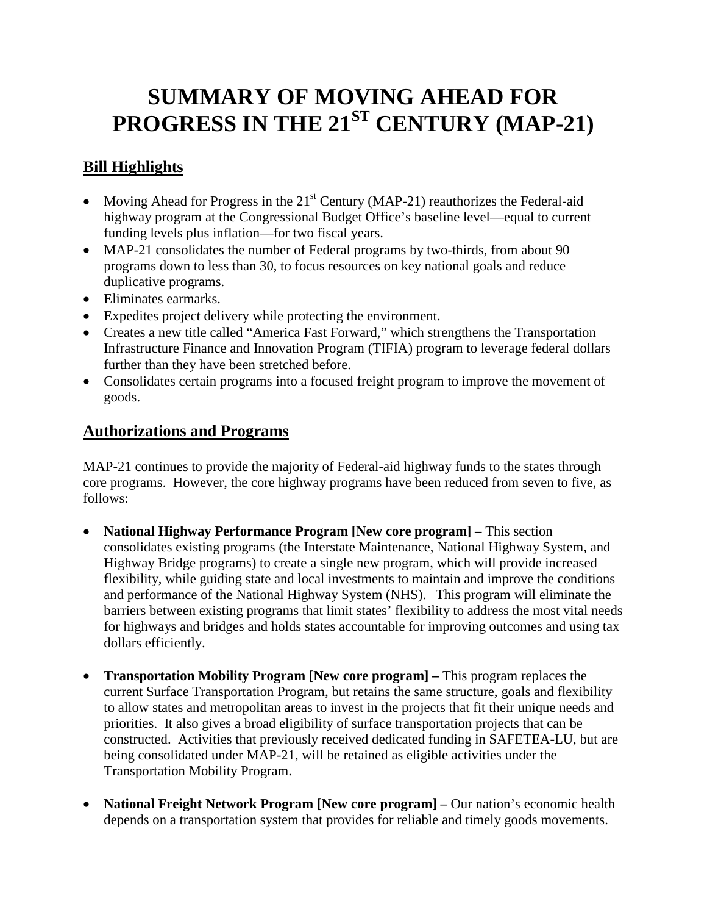# SUMMARY OF MOVING AHEAD FOR PROGRESS IN THE 21ST CENTURY (MAP-21)

## Bill Highlights

- Moving Ahead for Progress in the 21st Century (MAP-21) reauthorizes the Federal-aid highway program at the Congressional Budget Office's baseline level—equal to current funding levels plus inflation—for two fiscal years.
- MAP-21 consolidates the number of Federal programs by two-thirds, from about 90 programs down to less than 30, to focus resources on key national goals and reduce duplicative programs.
- Eliminates earmarks.
- Expedites project delivery while protecting the environment.
- Creates a new title called "America Fast Forward," which strengthens the Transportation Infrastructure Finance and Innovation Program (TIFIA) program to leverage federal dollars further than they have been stretched before.
- Consolidates certain programs into a focused freight program to improve the movement of goods.

## Authorizations and Programs

MAP-21 continues to provide the majority of Federal-aid highway funds to the states through core programs. However, the core highway programs have been reduced from seven to five, as follows:

- **National Highway Performance Program [New core program] –** This section consolidates existing programs (the Interstate Maintenance, National Highway System, and Highway Bridge programs) to create a single new program, which will provide increased flexibility, while guiding state and local investments to maintain and improve the conditions and performance of the National Highway System (NHS). This program will eliminate the barriers between existing programs that limit states' flexibility to address the most vital needs for highways and bridges and holds states accountable for improving outcomes and using tax dollars efficiently.

- **Transportation Mobility Program [New core program] –** This program replaces the current Surface Transportation Program, but retains the same structure, goals and flexibility to allow states and metropolitan areas to invest in the projects that fit their unique needs and priorities. It also gives a broad eligibility of surface transportation projects that can be constructed. Activities that previously received dedicated funding in SAFETEA-LU, but are being consolidated under MAP-21, will be retained as eligible activities under the Transportation Mobility Program.

- **National Freight Network Program [New core program] –** Our nation's economic health depends on a transportation system that provides for reliable and timely goods movements.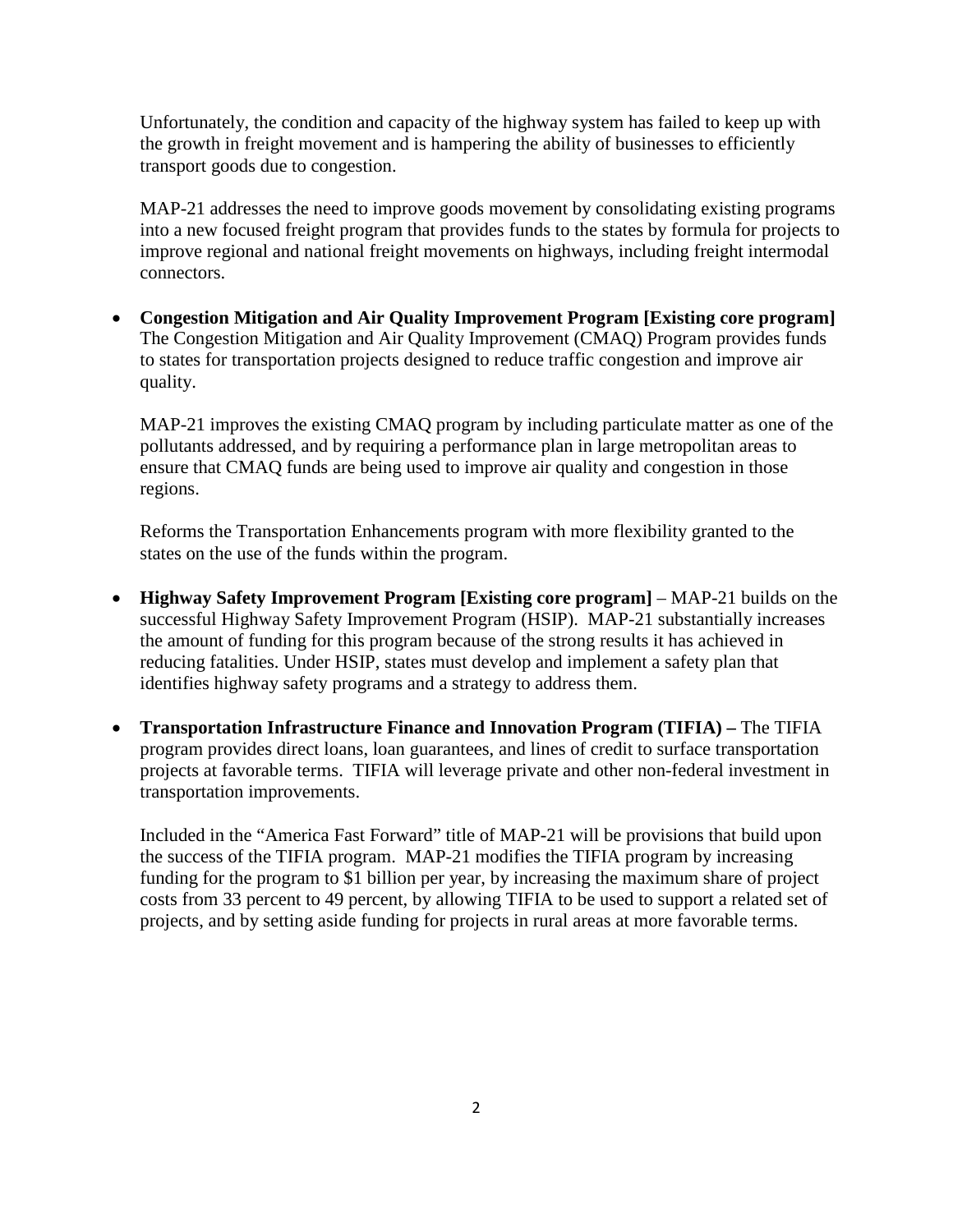Unfortunately, the condition and capacity of the highway system has failed to keep up with the growth in freight movement and is hampering the ability of businesses to efficiently transport goods due to congestion.

MAP-21 addresses the need to improve goods movement by consolidating existing programs into a new focused freight program that provides funds to the states by formula for projects to improve regional and national freight movements on highways, including freight intermodal connectors.

- **Congestion Mitigation and Air Quality Improvement Program [Existing core program]** The Congestion Mitigation and Air Quality Improvement (CMAQ) Program provides funds to states for transportation projects designed to reduce traffic congestion and improve air quality.

  MAP-21 improves the existing CMAQ program by including particulate matter as one of the pollutants addressed, and by requiring a performance plan in large metropolitan areas to ensure that CMAQ funds are being used to improve air quality and congestion in those regions.

  Reforms the Transportation Enhancements program with more flexibility granted to the states on the use of the funds within the program.

- **Highway Safety Improvement Program [Existing core program]** – MAP-21 builds on the successful Highway Safety Improvement Program (HSIP). MAP-21 substantially increases the amount of funding for this program because of the strong results it has achieved in reducing fatalities. Under HSIP, states must develop and implement a safety plan that identifies highway safety programs and a strategy to address them.

- **Transportation Infrastructure Finance and Innovation Program (TIFIA) –** The TIFIA program provides direct loans, loan guarantees, and lines of credit to surface transportation projects at favorable terms. TIFIA will leverage private and other non-federal investment in transportation improvements.

  Included in the "America Fast Forward" title of MAP-21 will be provisions that build upon the success of the TIFIA program. MAP-21 modifies the TIFIA program by increasing funding for the program to $1 billion per year, by increasing the maximum share of project costs from 33 percent to 49 percent, by allowing TIFIA to be used to support a related set of projects, and by setting aside funding for projects in rural areas at more favorable terms.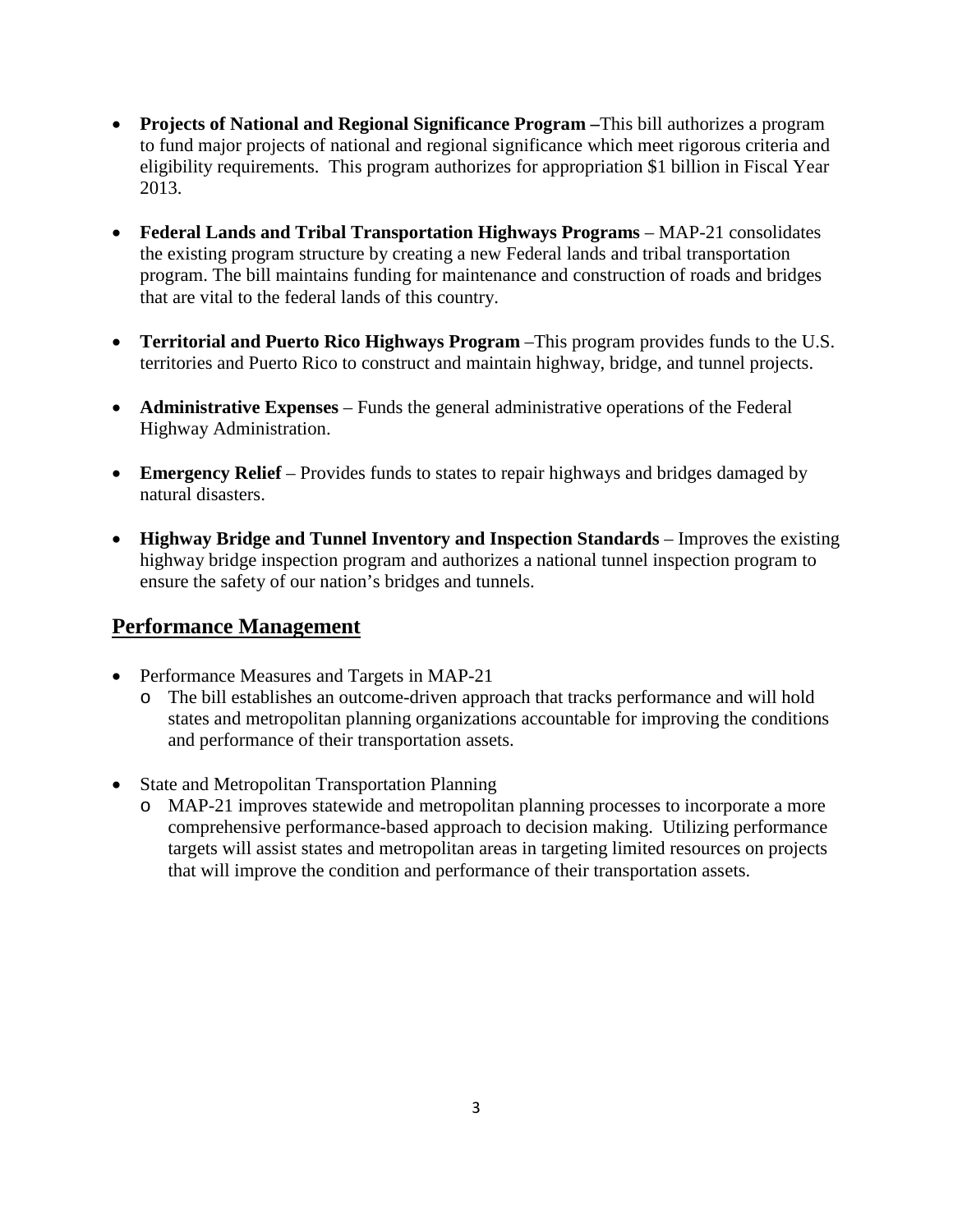- **Projects of National and Regional Significance Program –**This bill authorizes a program to fund major projects of national and regional significance which meet rigorous criteria and eligibility requirements. This program authorizes for appropriation $1 billion in Fiscal Year 2013.

- **Federal Lands and Tribal Transportation Highways Programs** – MAP-21 consolidates the existing program structure by creating a new Federal lands and tribal transportation program. The bill maintains funding for maintenance and construction of roads and bridges that are vital to the federal lands of this country.

- **Territorial and Puerto Rico Highways Program** –This program provides funds to the U.S. territories and Puerto Rico to construct and maintain highway, bridge, and tunnel projects.

- **Administrative Expenses** – Funds the general administrative operations of the Federal Highway Administration.

- **Emergency Relief** – Provides funds to states to repair highways and bridges damaged by natural disasters.

- **Highway Bridge and Tunnel Inventory and Inspection Standards** – Improves the existing highway bridge inspection program and authorizes a national tunnel inspection program to ensure the safety of our nation's bridges and tunnels.

## Performance Management

- Performance Measures and Targets in MAP-21
  - The bill establishes an outcome-driven approach that tracks performance and will hold states and metropolitan planning organizations accountable for improving the conditions and performance of their transportation assets.

- State and Metropolitan Transportation Planning
  - MAP-21 improves statewide and metropolitan planning processes to incorporate a more comprehensive performance-based approach to decision making. Utilizing performance targets will assist states and metropolitan areas in targeting limited resources on projects that will improve the condition and performance of their transportation assets.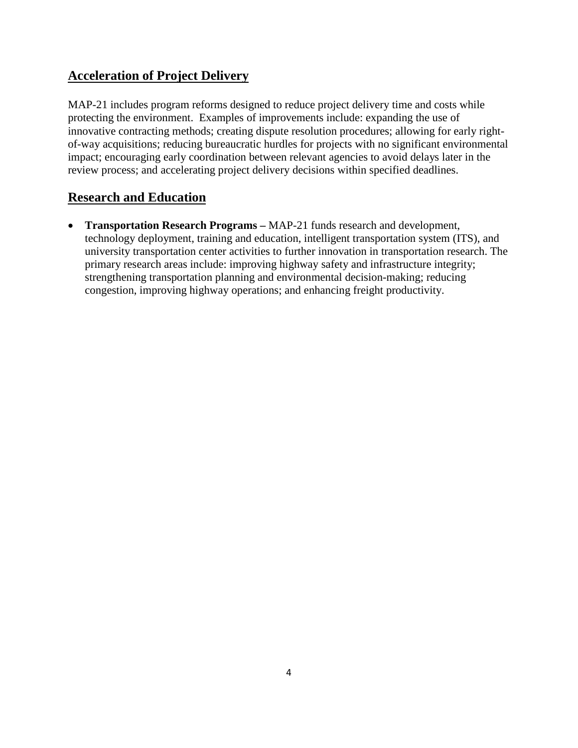## Acceleration of Project Delivery

MAP-21 includes program reforms designed to reduce project delivery time and costs while protecting the environment. Examples of improvements include: expanding the use of innovative contracting methods; creating dispute resolution procedures; allowing for early right-of-way acquisitions; reducing bureaucratic hurdles for projects with no significant environmental impact; encouraging early coordination between relevant agencies to avoid delays later in the review process; and accelerating project delivery decisions within specified deadlines.

## Research and Education

- **Transportation Research Programs –** MAP-21 funds research and development, technology deployment, training and education, intelligent transportation system (ITS), and university transportation center activities to further innovation in transportation research. The primary research areas include: improving highway safety and infrastructure integrity; strengthening transportation planning and environmental decision-making; reducing congestion, improving highway operations; and enhancing freight productivity.